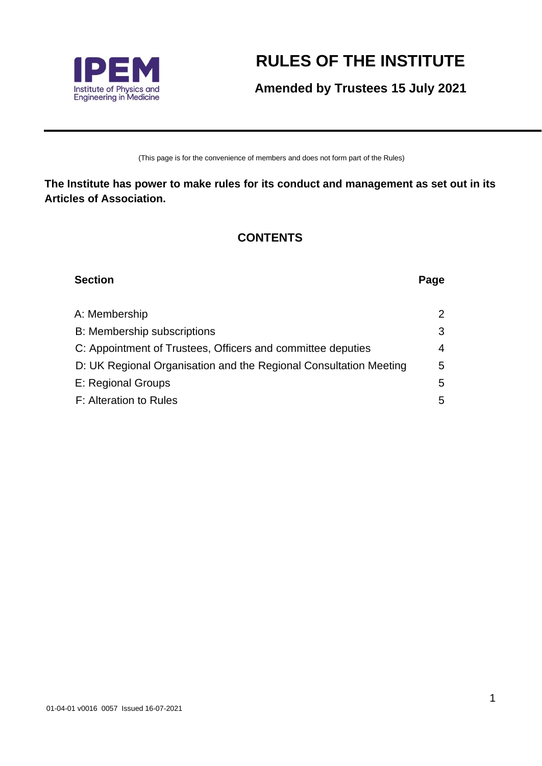IPEM
Institute of Physics and Engineering in Medicine

# RULES OF THE INSTITUTE

**Amended by Trustees 15 July 2021**

---

(This page is for the convenience of members and does not form part of the Rules)

**The Institute has power to make rules for its conduct and management as set out in its Articles of Association.**

## CONTENTS

| Section | Page |
|---|---|
| A: Membership | 2 |
| B: Membership subscriptions | 3 |
| C: Appointment of Trustees, Officers and committee deputies | 4 |
| D: UK Regional Organisation and the Regional Consultation Meeting | 5 |
| E: Regional Groups | 5 |
| F: Alteration to Rules | 5 |

01-04-01 v0016 0057 Issued 16-07-2021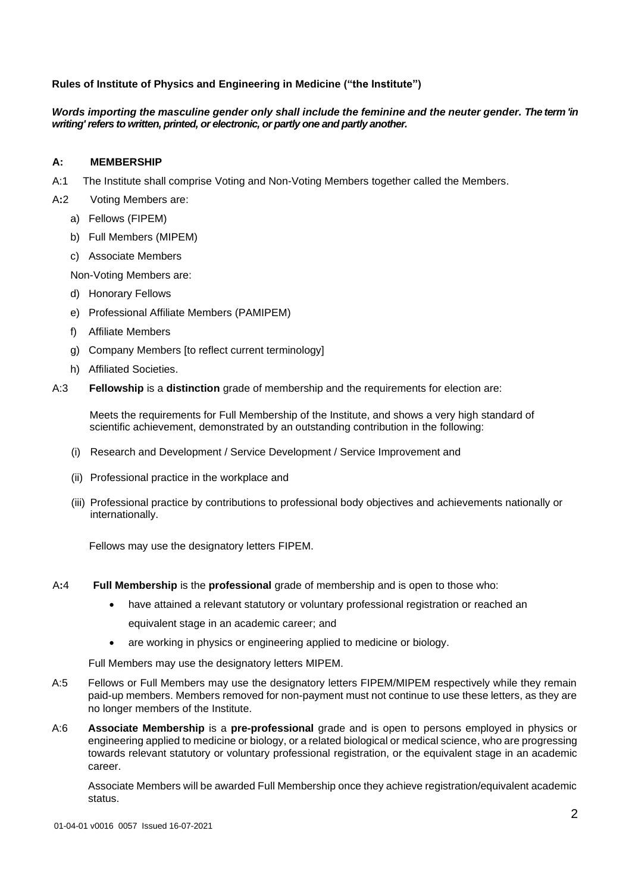**Rules of Institute of Physics and Engineering in Medicine ("the Institute")**

***Words importing the masculine gender only shall include the feminine and the neuter gender. The term 'in writing' refers to written, printed, or electronic, or partly one and partly another.***

## A: MEMBERSHIP

A:1 The Institute shall comprise Voting and Non-Voting Members together called the Members.

A:2 Voting Members are:

a) Fellows (FIPEM)
b) Full Members (MIPEM)
c) Associate Members

Non-Voting Members are:

d) Honorary Fellows
e) Professional Affiliate Members (PAMIPEM)
f) Affiliate Members
g) Company Members [to reflect current terminology]
h) Affiliated Societies.

A:3 **Fellowship** is a **distinction** grade of membership and the requirements for election are:

Meets the requirements for Full Membership of the Institute, and shows a very high standard of scientific achievement, demonstrated by an outstanding contribution in the following:

(i) Research and Development / Service Development / Service Improvement and

(ii) Professional practice in the workplace and

(iii) Professional practice by contributions to professional body objectives and achievements nationally or internationally.

Fellows may use the designatory letters FIPEM.

A:4 **Full Membership** is the **professional** grade of membership and is open to those who:

- have attained a relevant statutory or voluntary professional registration or reached an equivalent stage in an academic career; and
- are working in physics or engineering applied to medicine or biology.

Full Members may use the designatory letters MIPEM.

A:5 Fellows or Full Members may use the designatory letters FIPEM/MIPEM respectively while they remain paid-up members. Members removed for non-payment must not continue to use these letters, as they are no longer members of the Institute.

A:6 **Associate Membership** is a **pre-professional** grade and is open to persons employed in physics or engineering applied to medicine or biology, or a related biological or medical science, who are progressing towards relevant statutory or voluntary professional registration, or the equivalent stage in an academic career.

Associate Members will be awarded Full Membership once they achieve registration/equivalent academic status.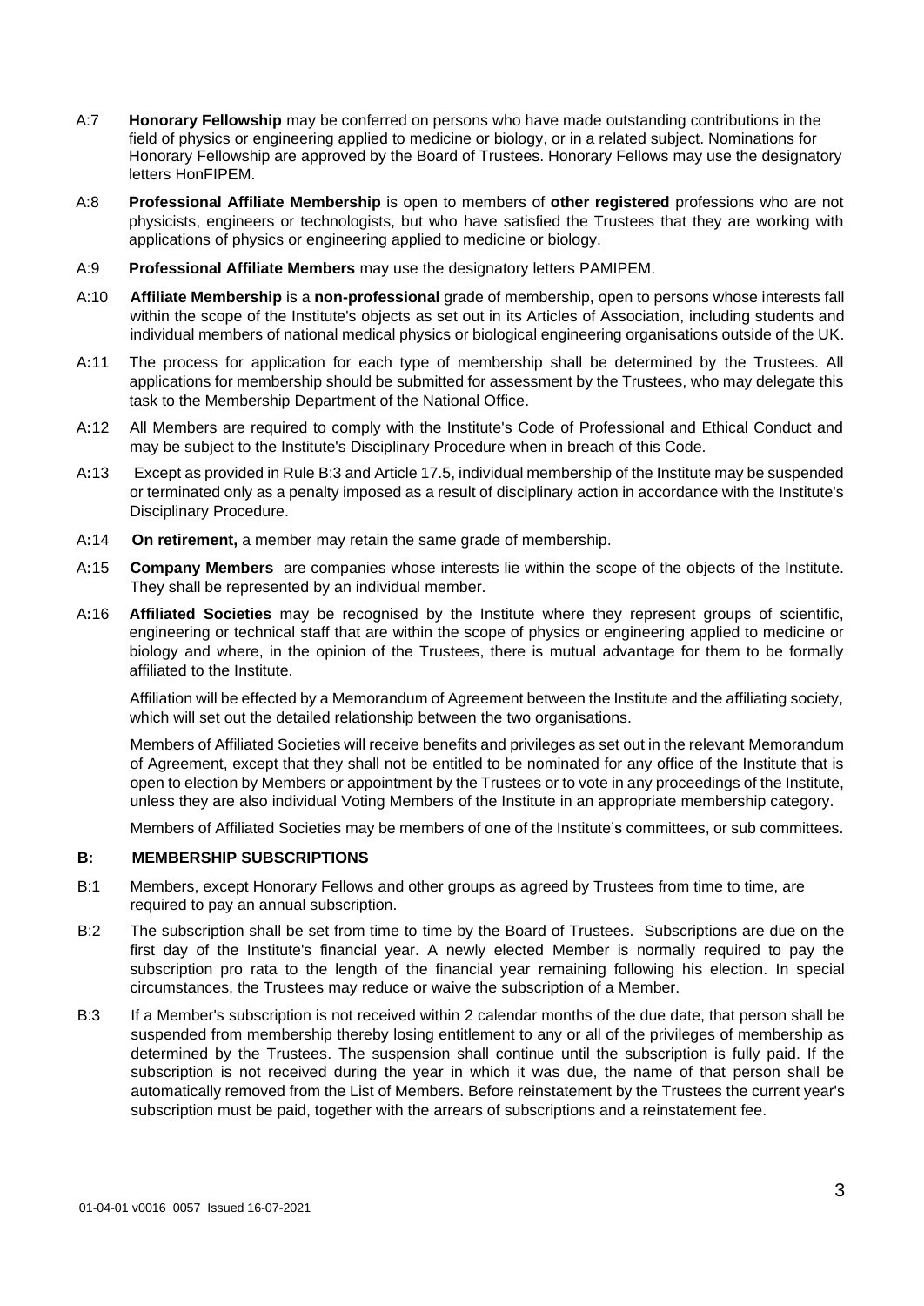A:7 **Honorary Fellowship** may be conferred on persons who have made outstanding contributions in the field of physics or engineering applied to medicine or biology, or in a related subject. Nominations for Honorary Fellowship are approved by the Board of Trustees. Honorary Fellows may use the designatory letters HonFIPEM.

A:8 **Professional Affiliate Membership** is open to members of **other registered** professions who are not physicists, engineers or technologists, but who have satisfied the Trustees that they are working with applications of physics or engineering applied to medicine or biology.

A:9 **Professional Affiliate Members** may use the designatory letters PAMIPEM.

A:10 **Affiliate Membership** is a **non-professional** grade of membership, open to persons whose interests fall within the scope of the Institute's objects as set out in its Articles of Association, including students and individual members of national medical physics or biological engineering organisations outside of the UK.

A:11 The process for application for each type of membership shall be determined by the Trustees. All applications for membership should be submitted for assessment by the Trustees, who may delegate this task to the Membership Department of the National Office.

A:12 All Members are required to comply with the Institute's Code of Professional and Ethical Conduct and may be subject to the Institute's Disciplinary Procedure when in breach of this Code.

A:13 Except as provided in Rule B:3 and Article 17.5, individual membership of the Institute may be suspended or terminated only as a penalty imposed as a result of disciplinary action in accordance with the Institute's Disciplinary Procedure.

A:14 **On retirement,** a member may retain the same grade of membership.

A:15 **Company Members** are companies whose interests lie within the scope of the objects of the Institute. They shall be represented by an individual member.

A:16 **Affiliated Societies** may be recognised by the Institute where they represent groups of scientific, engineering or technical staff that are within the scope of physics or engineering applied to medicine or biology and where, in the opinion of the Trustees, there is mutual advantage for them to be formally affiliated to the Institute.

Affiliation will be effected by a Memorandum of Agreement between the Institute and the affiliating society, which will set out the detailed relationship between the two organisations.

Members of Affiliated Societies will receive benefits and privileges as set out in the relevant Memorandum of Agreement, except that they shall not be entitled to be nominated for any office of the Institute that is open to election by Members or appointment by the Trustees or to vote in any proceedings of the Institute, unless they are also individual Voting Members of the Institute in an appropriate membership category.

Members of Affiliated Societies may be members of one of the Institute's committees, or sub committees.

## B: MEMBERSHIP SUBSCRIPTIONS

B:1 Members, except Honorary Fellows and other groups as agreed by Trustees from time to time, are required to pay an annual subscription.

B:2 The subscription shall be set from time to time by the Board of Trustees. Subscriptions are due on the first day of the Institute's financial year. A newly elected Member is normally required to pay the subscription pro rata to the length of the financial year remaining following his election. In special circumstances, the Trustees may reduce or waive the subscription of a Member.

B:3 If a Member's subscription is not received within 2 calendar months of the due date, that person shall be suspended from membership thereby losing entitlement to any or all of the privileges of membership as determined by the Trustees. The suspension shall continue until the subscription is fully paid. If the subscription is not received during the year in which it was due, the name of that person shall be automatically removed from the List of Members. Before reinstatement by the Trustees the current year's subscription must be paid, together with the arrears of subscriptions and a reinstatement fee.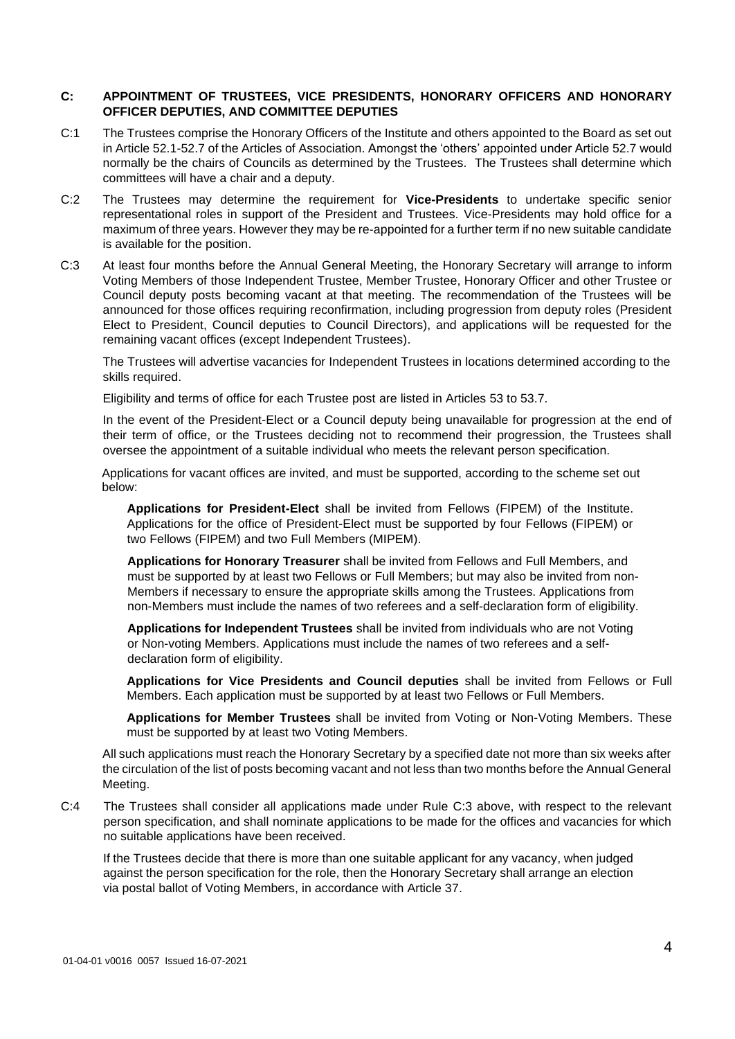## C: APPOINTMENT OF TRUSTEES, VICE PRESIDENTS, HONORARY OFFICERS AND HONORARY OFFICER DEPUTIES, AND COMMITTEE DEPUTIES

C:1 The Trustees comprise the Honorary Officers of the Institute and others appointed to the Board as set out in Article 52.1-52.7 of the Articles of Association. Amongst the 'others' appointed under Article 52.7 would normally be the chairs of Councils as determined by the Trustees. The Trustees shall determine which committees will have a chair and a deputy.

C:2 The Trustees may determine the requirement for **Vice-Presidents** to undertake specific senior representational roles in support of the President and Trustees. Vice-Presidents may hold office for a maximum of three years. However they may be re-appointed for a further term if no new suitable candidate is available for the position.

C:3 At least four months before the Annual General Meeting, the Honorary Secretary will arrange to inform Voting Members of those Independent Trustee, Member Trustee, Honorary Officer and other Trustee or Council deputy posts becoming vacant at that meeting. The recommendation of the Trustees will be announced for those offices requiring reconfirmation, including progression from deputy roles (President Elect to President, Council deputies to Council Directors), and applications will be requested for the remaining vacant offices (except Independent Trustees).

The Trustees will advertise vacancies for Independent Trustees in locations determined according to the skills required.

Eligibility and terms of office for each Trustee post are listed in Articles 53 to 53.7.

In the event of the President-Elect or a Council deputy being unavailable for progression at the end of their term of office, or the Trustees deciding not to recommend their progression, the Trustees shall oversee the appointment of a suitable individual who meets the relevant person specification.

Applications for vacant offices are invited, and must be supported, according to the scheme set out below:

**Applications for President-Elect** shall be invited from Fellows (FIPEM) of the Institute. Applications for the office of President-Elect must be supported by four Fellows (FIPEM) or two Fellows (FIPEM) and two Full Members (MIPEM).

**Applications for Honorary Treasurer** shall be invited from Fellows and Full Members, and must be supported by at least two Fellows or Full Members; but may also be invited from non-Members if necessary to ensure the appropriate skills among the Trustees. Applications from non-Members must include the names of two referees and a self-declaration form of eligibility.

**Applications for Independent Trustees** shall be invited from individuals who are not Voting or Non-voting Members. Applications must include the names of two referees and a self-declaration form of eligibility.

**Applications for Vice Presidents and Council deputies** shall be invited from Fellows or Full Members. Each application must be supported by at least two Fellows or Full Members.

**Applications for Member Trustees** shall be invited from Voting or Non-Voting Members. These must be supported by at least two Voting Members.

All such applications must reach the Honorary Secretary by a specified date not more than six weeks after the circulation of the list of posts becoming vacant and not less than two months before the Annual General Meeting.

C:4 The Trustees shall consider all applications made under Rule C:3 above, with respect to the relevant person specification, and shall nominate applications to be made for the offices and vacancies for which no suitable applications have been received.

If the Trustees decide that there is more than one suitable applicant for any vacancy, when judged against the person specification for the role, then the Honorary Secretary shall arrange an election via postal ballot of Voting Members, in accordance with Article 37.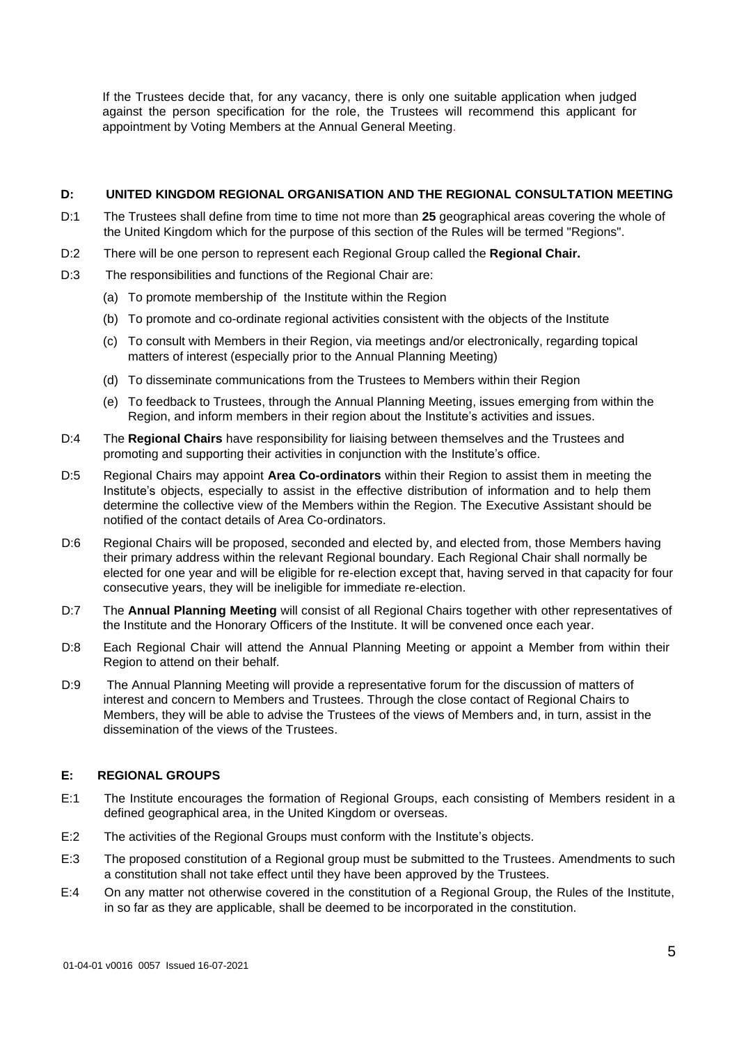If the Trustees decide that, for any vacancy, there is only one suitable application when judged against the person specification for the role, the Trustees will recommend this applicant for appointment by Voting Members at the Annual General Meeting.

## D: UNITED KINGDOM REGIONAL ORGANISATION AND THE REGIONAL CONSULTATION MEETING

D:1 The Trustees shall define from time to time not more than **25** geographical areas covering the whole of the United Kingdom which for the purpose of this section of the Rules will be termed "Regions".

D:2 There will be one person to represent each Regional Group called the **Regional Chair.**

D:3 The responsibilities and functions of the Regional Chair are:

(a) To promote membership of the Institute within the Region

(b) To promote and co-ordinate regional activities consistent with the objects of the Institute

(c) To consult with Members in their Region, via meetings and/or electronically, regarding topical matters of interest (especially prior to the Annual Planning Meeting)

(d) To disseminate communications from the Trustees to Members within their Region

(e) To feedback to Trustees, through the Annual Planning Meeting, issues emerging from within the Region, and inform members in their region about the Institute's activities and issues.

D:4 The **Regional Chairs** have responsibility for liaising between themselves and the Trustees and promoting and supporting their activities in conjunction with the Institute's office.

D:5 Regional Chairs may appoint **Area Co-ordinators** within their Region to assist them in meeting the Institute's objects, especially to assist in the effective distribution of information and to help them determine the collective view of the Members within the Region. The Executive Assistant should be notified of the contact details of Area Co-ordinators.

D:6 Regional Chairs will be proposed, seconded and elected by, and elected from, those Members having their primary address within the relevant Regional boundary. Each Regional Chair shall normally be elected for one year and will be eligible for re-election except that, having served in that capacity for four consecutive years, they will be ineligible for immediate re-election.

D:7 The **Annual Planning Meeting** will consist of all Regional Chairs together with other representatives of the Institute and the Honorary Officers of the Institute. It will be convened once each year.

D:8 Each Regional Chair will attend the Annual Planning Meeting or appoint a Member from within their Region to attend on their behalf.

D:9 The Annual Planning Meeting will provide a representative forum for the discussion of matters of interest and concern to Members and Trustees. Through the close contact of Regional Chairs to Members, they will be able to advise the Trustees of the views of Members and, in turn, assist in the dissemination of the views of the Trustees.

## E: REGIONAL GROUPS

E:1 The Institute encourages the formation of Regional Groups, each consisting of Members resident in a defined geographical area, in the United Kingdom or overseas.

E:2 The activities of the Regional Groups must conform with the Institute's objects.

E:3 The proposed constitution of a Regional group must be submitted to the Trustees. Amendments to such a constitution shall not take effect until they have been approved by the Trustees.

E:4 On any matter not otherwise covered in the constitution of a Regional Group, the Rules of the Institute, in so far as they are applicable, shall be deemed to be incorporated in the constitution.

01-04-01 v0016 0057 Issued 16-07-2021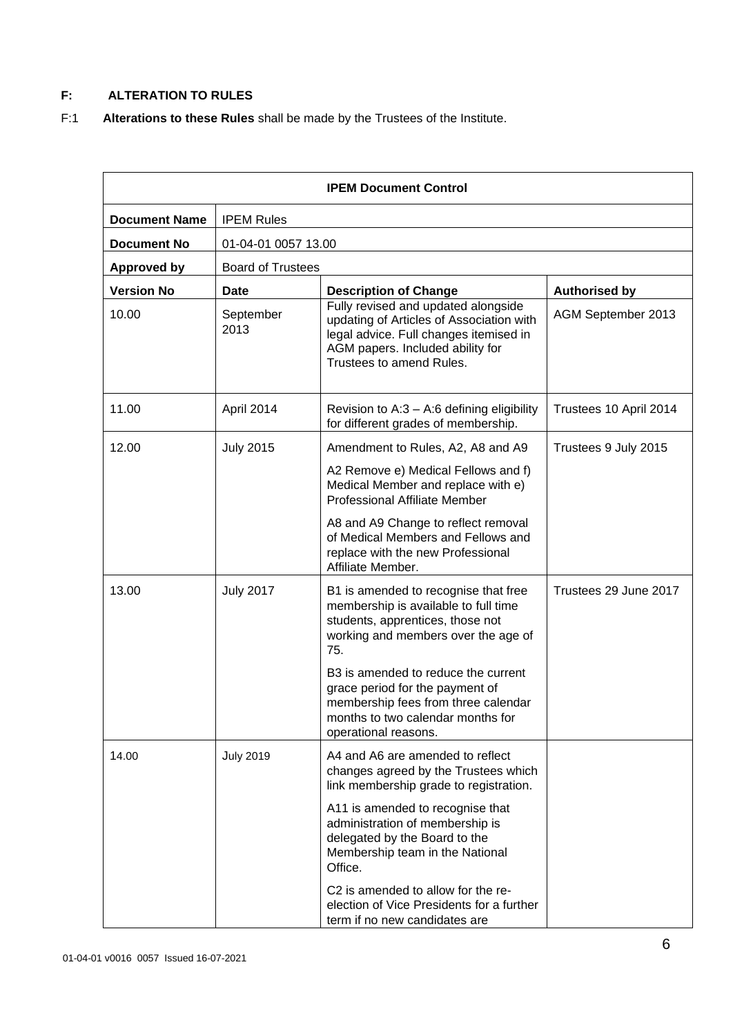**F: ALTERATION TO RULES**

F:1 **Alterations to these Rules** shall be made by the Trustees of the Institute.

| **IPEM Document Control** | | | |
|---|---|---|---|
| **Document Name** | IPEM Rules | | |
| **Document No** | 01-04-01 0057 13.00 | | |
| **Approved by** | Board of Trustees | | |
| **Version No** | **Date** | **Description of Change** | **Authorised by** |
| 10.00 | September 2013 | Fully revised and updated alongside updating of Articles of Association with legal advice. Full changes itemised in AGM papers. Included ability for Trustees to amend Rules. | AGM September 2013 |
| 11.00 | April 2014 | Revision to A:3 – A:6 defining eligibility for different grades of membership. | Trustees 10 April 2014 |
| 12.00 | July 2015 | Amendment to Rules, A2, A8 and A9<br><br>A2 Remove e) Medical Fellows and f) Medical Member and replace with e) Professional Affiliate Member<br><br>A8 and A9 Change to reflect removal of Medical Members and Fellows and replace with the new Professional Affiliate Member. | Trustees 9 July 2015 |
| 13.00 | July 2017 | B1 is amended to recognise that free membership is available to full time students, apprentices, those not working and members over the age of 75.<br><br>B3 is amended to reduce the current grace period for the payment of membership fees from three calendar months to two calendar months for operational reasons. | Trustees 29 June 2017 |
| 14.00 | July 2019 | A4 and A6 are amended to reflect changes agreed by the Trustees which link membership grade to registration.<br><br>A11 is amended to recognise that administration of membership is delegated by the Board to the Membership team in the National Office.<br><br>C2 is amended to allow for the re-election of Vice Presidents for a further term if no new candidates are | |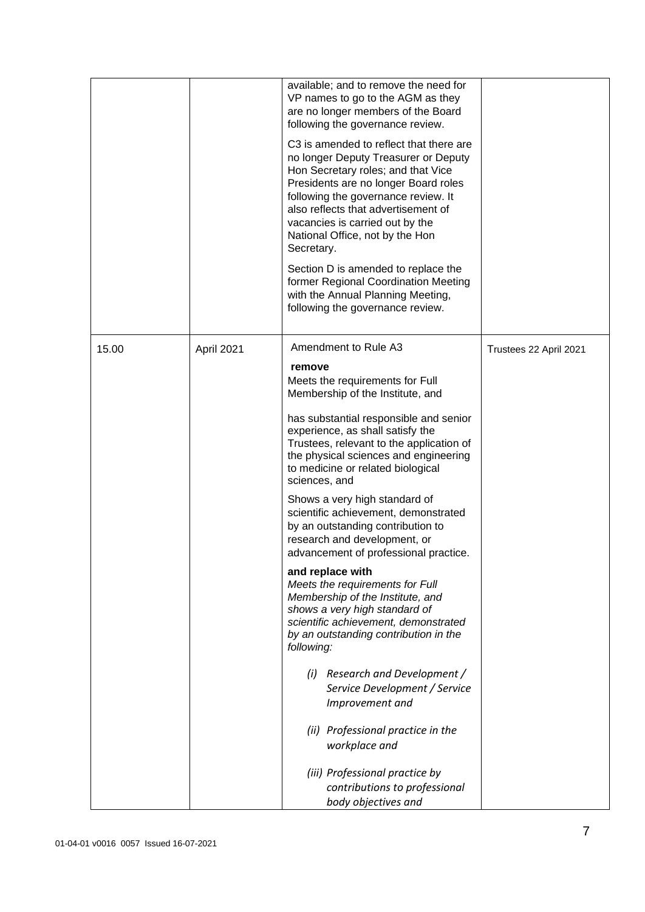| | | | |
|---|---|---|---|
| | | available; and to remove the need for VP names to go to the AGM as they are no longer members of the Board following the governance review.<br><br>C3 is amended to reflect that there are no longer Deputy Treasurer or Deputy Hon Secretary roles; and that Vice Presidents are no longer Board roles following the governance review. It also reflects that advertisement of vacancies is carried out by the National Office, not by the Hon Secretary.<br><br>Section D is amended to replace the former Regional Coordination Meeting with the Annual Planning Meeting, following the governance review. | |
| 15.00 | April 2021 | Amendment to Rule A3<br><br>**remove**<br>Meets the requirements for Full Membership of the Institute, and<br><br>has substantial responsible and senior experience, as shall satisfy the Trustees, relevant to the application of the physical sciences and engineering to medicine or related biological sciences, and<br><br>Shows a very high standard of scientific achievement, demonstrated by an outstanding contribution to research and development, or advancement of professional practice.<br><br>**and replace with**<br>*Meets the requirements for Full Membership of the Institute, and shows a very high standard of scientific achievement, demonstrated by an outstanding contribution in the following:*<br><br>*(i) Research and Development / Service Development / Service Improvement and*<br><br>*(ii) Professional practice in the workplace and*<br><br>*(iii) Professional practice by contributions to professional body objectives and* | Trustees 22 April 2021 |

01-04-01 v0016 0057 Issued 16-07-2021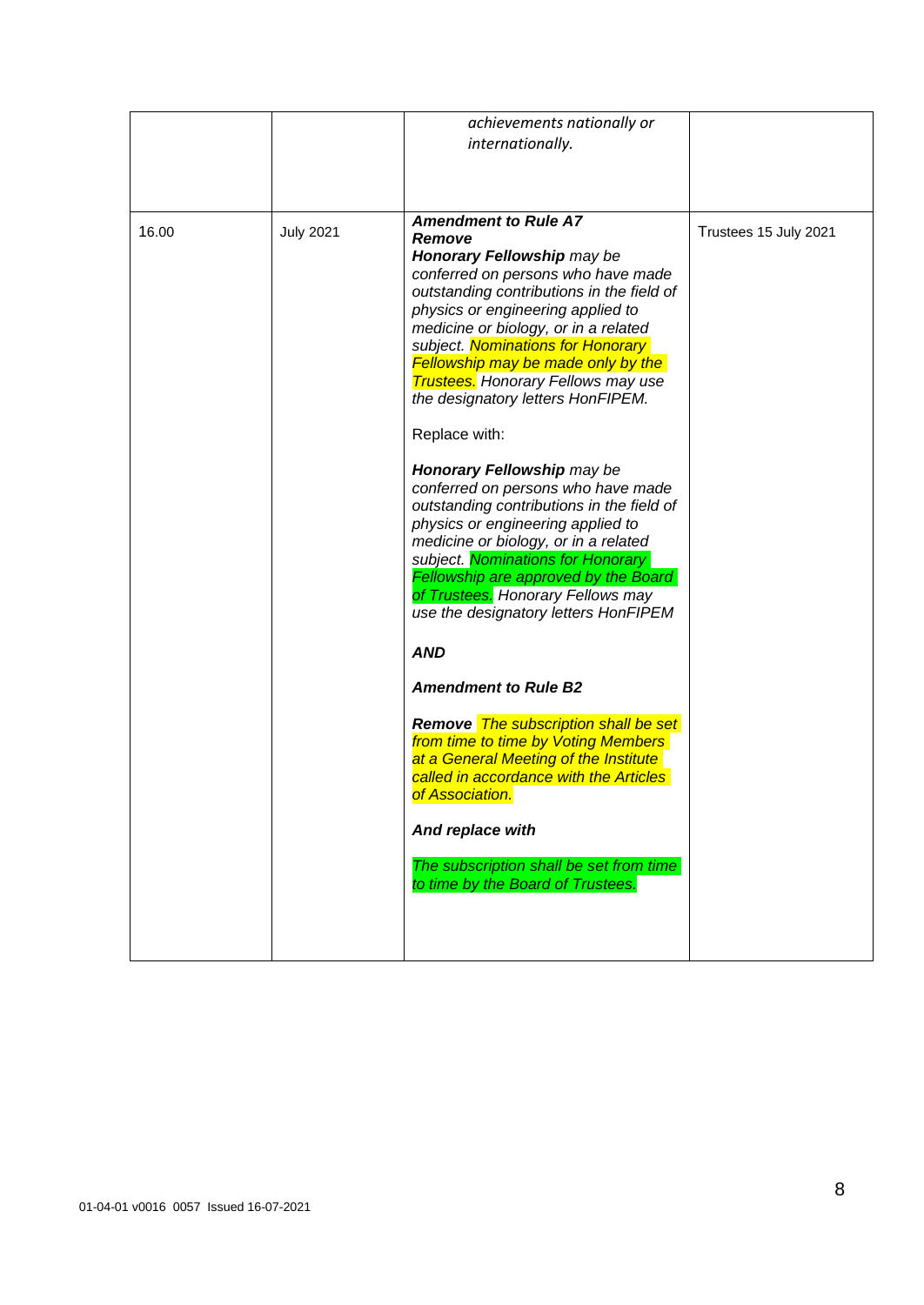|  |  |  |  |
|---|---|---|---|
|  |  | *achievements nationally or internationally.* |  |
| 16.00 | July 2021 | ***Amendment to Rule A7*** <br> ***Remove*** <br> ***Honorary Fellowship*** *may be conferred on persons who have made outstanding contributions in the field of physics or engineering applied to medicine or biology, or in a related subject. Nominations for Honorary Fellowship may be made only by the Trustees. Honorary Fellows may use the designatory letters HonFIPEM.* <br><br> Replace with: <br><br> ***Honorary Fellowship*** *may be conferred on persons who have made outstanding contributions in the field of physics or engineering applied to medicine or biology, or in a related subject. Nominations for Honorary Fellowship are approved by the Board of Trustees. Honorary Fellows may use the designatory letters HonFIPEM* <br><br> ***AND*** <br><br> ***Amendment to Rule B2*** <br><br> ***Remove*** *The subscription shall be set from time to time by Voting Members at a General Meeting of the Institute called in accordance with the Articles of Association.* <br><br> ***And replace with*** <br><br> *The subscription shall be set from time to time by the Board of Trustees.* | Trustees 15 July 2021 |